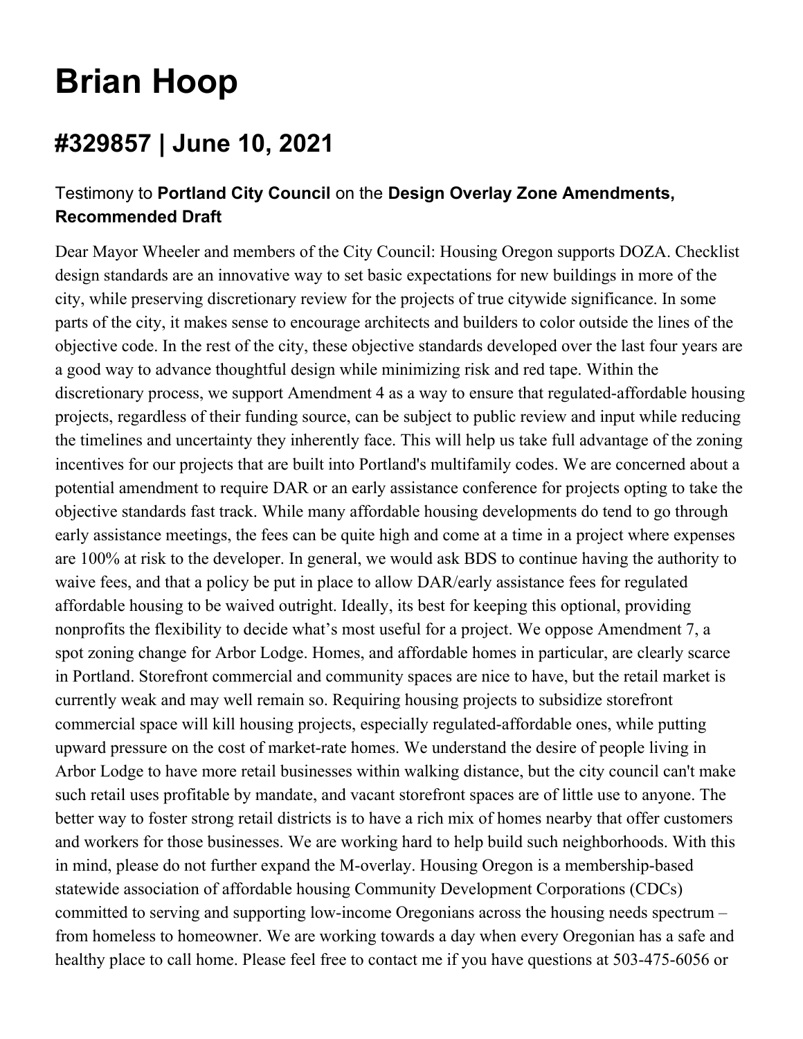# Brian Hoop

## #329857 | June 10, 2021

### Testimony to **Portland City Council** on the **Design Overlay Zone Amendments, Recommended Draft**

Dear Mayor Wheeler and members of the City Council: Housing Oregon supports DOZA. Checklist design standards are an innovative way to set basic expectations for new buildings in more of the city, while preserving discretionary review for the projects of true citywide significance. In some parts of the city, it makes sense to encourage architects and builders to color outside the lines of the objective code. In the rest of the city, these objective standards developed over the last four years are a good way to advance thoughtful design while minimizing risk and red tape. Within the discretionary process, we support Amendment 4 as a way to ensure that regulated-affordable housing projects, regardless of their funding source, can be subject to public review and input while reducing the timelines and uncertainty they inherently face. This will help us take full advantage of the zoning incentives for our projects that are built into Portland's multifamily codes. We are concerned about a potential amendment to require DAR or an early assistance conference for projects opting to take the objective standards fast track. While many affordable housing developments do tend to go through early assistance meetings, the fees can be quite high and come at a time in a project where expenses are 100% at risk to the developer. In general, we would ask BDS to continue having the authority to waive fees, and that a policy be put in place to allow DAR/early assistance fees for regulated affordable housing to be waived outright. Ideally, its best for keeping this optional, providing nonprofits the flexibility to decide what's most useful for a project. We oppose Amendment 7, a spot zoning change for Arbor Lodge. Homes, and affordable homes in particular, are clearly scarce in Portland. Storefront commercial and community spaces are nice to have, but the retail market is currently weak and may well remain so. Requiring housing projects to subsidize storefront commercial space will kill housing projects, especially regulated-affordable ones, while putting upward pressure on the cost of market-rate homes. We understand the desire of people living in Arbor Lodge to have more retail businesses within walking distance, but the city council can't make such retail uses profitable by mandate, and vacant storefront spaces are of little use to anyone. The better way to foster strong retail districts is to have a rich mix of homes nearby that offer customers and workers for those businesses. We are working hard to help build such neighborhoods. With this in mind, please do not further expand the M-overlay. Housing Oregon is a membership-based statewide association of affordable housing Community Development Corporations (CDCs) committed to serving and supporting low-income Oregonians across the housing needs spectrum – from homeless to homeowner. We are working towards a day when every Oregonian has a safe and healthy place to call home. Please feel free to contact me if you have questions at 503-475-6056 or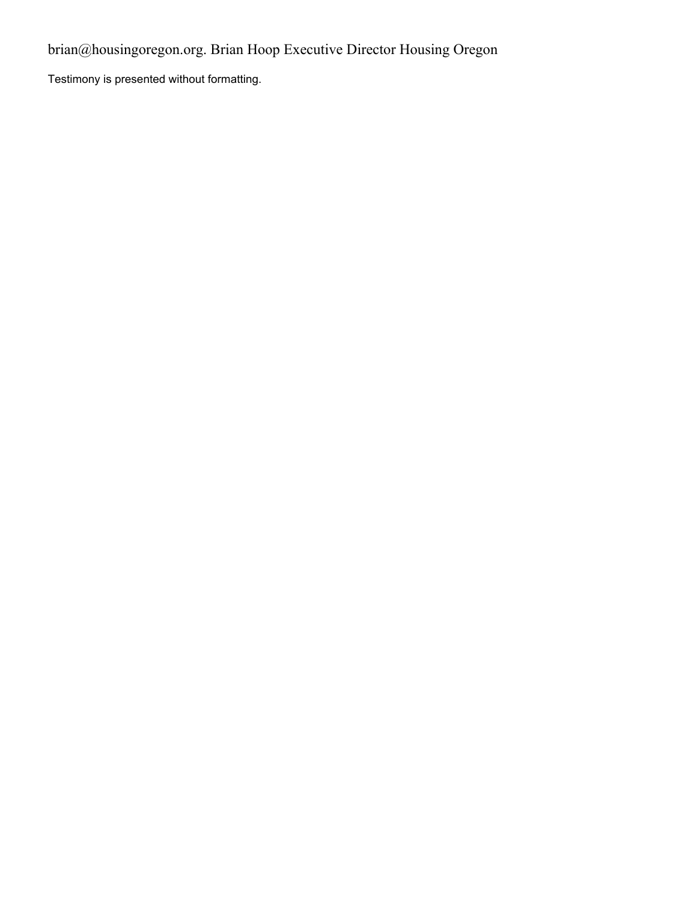brian@housingoregon.org. Brian Hoop Executive Director Housing Oregon

Testimony is presented without formatting.